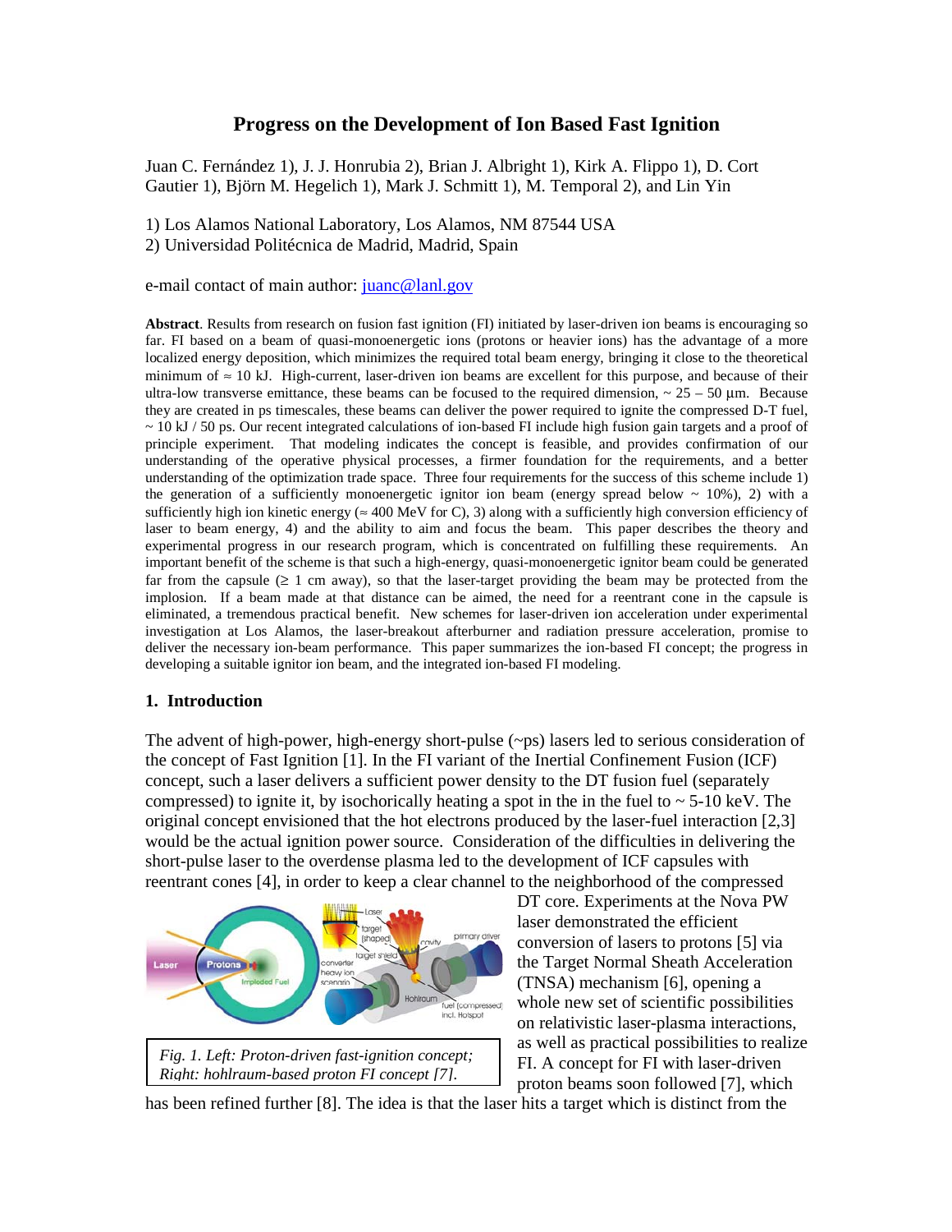# Progress on the Development of Ion Based Fast Ignition

Juan C. Fernández 1), J. J. Honrubia 2), Brian J. Albright 1), Kirk A. Flippo 1), D. Cort Gautier 1), Björn M. Hegelich 1), Mark J. Schmitt 1), M. Temporal 2), and Lin Yin

1) Los Alamos National Laboratory, Los Alamos, NM 87544 USA
2) Universidad Politécnica de Madrid, Madrid, Spain

e-mail contact of main author: juanc@lanl.gov

**Abstract**. Results from research on fusion fast ignition (FI) initiated by laser-driven ion beams is encouraging so far. FI based on a beam of quasi-monoenergetic ions (protons or heavier ions) has the advantage of a more localized energy deposition, which minimizes the required total beam energy, bringing it close to the theoretical minimum of ≈ 10 kJ. High-current, laser-driven ion beams are excellent for this purpose, and because of their ultra-low transverse emittance, these beams can be focused to the required dimension, ~ 25 – 50 µm. Because they are created in ps timescales, these beams can deliver the power required to ignite the compressed D-T fuel, ~ 10 kJ / 50 ps. Our recent integrated calculations of ion-based FI include high fusion gain targets and a proof of principle experiment. That modeling indicates the concept is feasible, and provides confirmation of our understanding of the operative physical processes, a firmer foundation for the requirements, and a better understanding of the optimization trade space. Three four requirements for the success of this scheme include 1) the generation of a sufficiently monoenergetic ignitor ion beam (energy spread below ~ 10%), 2) with a sufficiently high ion kinetic energy (≈ 400 MeV for C), 3) along with a sufficiently high conversion efficiency of laser to beam energy, 4) and the ability to aim and focus the beam. This paper describes the theory and experimental progress in our research program, which is concentrated on fulfilling these requirements. An important benefit of the scheme is that such a high-energy, quasi-monoenergetic ignitor beam could be generated far from the capsule (≥ 1 cm away), so that the laser-target providing the beam may be protected from the implosion. If a beam made at that distance can be aimed, the need for a reentrant cone in the capsule is eliminated, a tremendous practical benefit. New schemes for laser-driven ion acceleration under experimental investigation at Los Alamos, the laser-breakout afterburner and radiation pressure acceleration, promise to deliver the necessary ion-beam performance. This paper summarizes the ion-based FI concept; the progress in developing a suitable ignitor ion beam, and the integrated ion-based FI modeling.

## 1. Introduction

The advent of high-power, high-energy short-pulse (~ps) lasers led to serious consideration of the concept of Fast Ignition [1]. In the FI variant of the Inertial Confinement Fusion (ICF) concept, such a laser delivers a sufficient power density to the DT fusion fuel (separately compressed) to ignite it, by isochorically heating a spot in the in the fuel to ~ 5-10 keV. The original concept envisioned that the hot electrons produced by the laser-fuel interaction [2,3] would be the actual ignition power source. Consideration of the difficulties in delivering the short-pulse laser to the overdense plasma led to the development of ICF capsules with reentrant cones [4], in order to keep a clear channel to the neighborhood of the compressed DT core. Experiments at the Nova PW laser demonstrated the efficient conversion of lasers to protons [5] via the Target Normal Sheath Acceleration (TNSA) mechanism [6], opening a whole new set of scientific possibilities on relativistic laser-plasma interactions, as well as practical possibilities to realize FI. A concept for FI with laser-driven proton beams soon followed [7], which has been refined further [8]. The idea is that the laser hits a target which is distinct from the

*Fig. 1. Left: Proton-driven fast-ignition concept; Right: hohlraum-based proton FI concept [7].*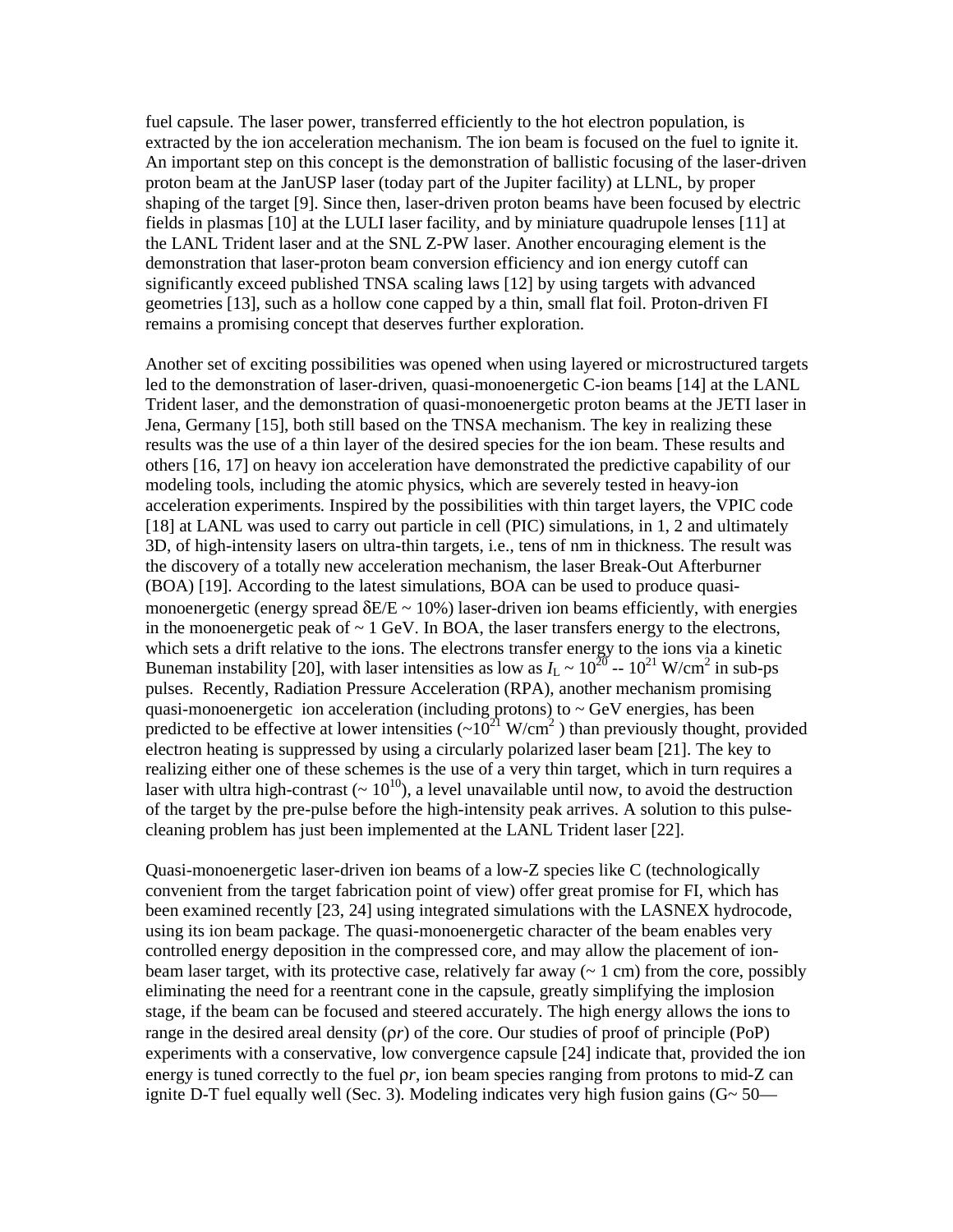fuel capsule. The laser power, transferred efficiently to the hot electron population, is extracted by the ion acceleration mechanism. The ion beam is focused on the fuel to ignite it. An important step on this concept is the demonstration of ballistic focusing of the laser-driven proton beam at the JanUSP laser (today part of the Jupiter facility) at LLNL, by proper shaping of the target [9]. Since then, laser-driven proton beams have been focused by electric fields in plasmas [10] at the LULI laser facility, and by miniature quadrupole lenses [11] at the LANL Trident laser and at the SNL Z-PW laser. Another encouraging element is the demonstration that laser-proton beam conversion efficiency and ion energy cutoff can significantly exceed published TNSA scaling laws [12] by using targets with advanced geometries [13], such as a hollow cone capped by a thin, small flat foil. Proton-driven FI remains a promising concept that deserves further exploration.

Another set of exciting possibilities was opened when using layered or microstructured targets led to the demonstration of laser-driven, quasi-monoenergetic C-ion beams [14] at the LANL Trident laser, and the demonstration of quasi-monoenergetic proton beams at the JETI laser in Jena, Germany [15], both still based on the TNSA mechanism. The key in realizing these results was the use of a thin layer of the desired species for the ion beam. These results and others [16, 17] on heavy ion acceleration have demonstrated the predictive capability of our modeling tools, including the atomic physics, which are severely tested in heavy-ion acceleration experiments. Inspired by the possibilities with thin target layers, the VPIC code [18] at LANL was used to carry out particle in cell (PIC) simulations, in 1, 2 and ultimately 3D, of high-intensity lasers on ultra-thin targets, i.e., tens of nm in thickness. The result was the discovery of a totally new acceleration mechanism, the laser Break-Out Afterburner (BOA) [19]. According to the latest simulations, BOA can be used to produce quasi-monoenergetic (energy spread $\delta E/E \sim 10\%$) laser-driven ion beams efficiently, with energies in the monoenergetic peak of ~ 1 GeV. In BOA, the laser transfers energy to the electrons, which sets a drift relative to the ions. The electrons transfer energy to the ions via a kinetic Buneman instability [20], with laser intensities as low as $I_L \sim 10^{20}$ -- $10^{21}$ W/cm$^2$ in sub-ps pulses. Recently, Radiation Pressure Acceleration (RPA), another mechanism promising quasi-monoenergetic ion acceleration (including protons) to ~ GeV energies, has been predicted to be effective at lower intensities (~$10^{21}$ W/cm$^2$ ) than previously thought, provided electron heating is suppressed by using a circularly polarized laser beam [21]. The key to realizing either one of these schemes is the use of a very thin target, which in turn requires a laser with ultra high-contrast (~ $10^{10}$), a level unavailable until now, to avoid the destruction of the target by the pre-pulse before the high-intensity peak arrives. A solution to this pulse-cleaning problem has just been implemented at the LANL Trident laser [22].

Quasi-monoenergetic laser-driven ion beams of a low-Z species like C (technologically convenient from the target fabrication point of view) offer great promise for FI, which has been examined recently [23, 24] using integrated simulations with the LASNEX hydrocode, using its ion beam package. The quasi-monoenergetic character of the beam enables very controlled energy deposition in the compressed core, and may allow the placement of ion-beam laser target, with its protective case, relatively far away (~ 1 cm) from the core, possibly eliminating the need for a reentrant cone in the capsule, greatly simplifying the implosion stage, if the beam can be focused and steered accurately. The high energy allows the ions to range in the desired areal density ($\rho r$) of the core. Our studies of proof of principle (PoP) experiments with a conservative, low convergence capsule [24] indicate that, provided the ion energy is tuned correctly to the fuel $\rho r$, ion beam species ranging from protons to mid-Z can ignite D-T fuel equally well (Sec. 3). Modeling indicates very high fusion gains (G~ 50—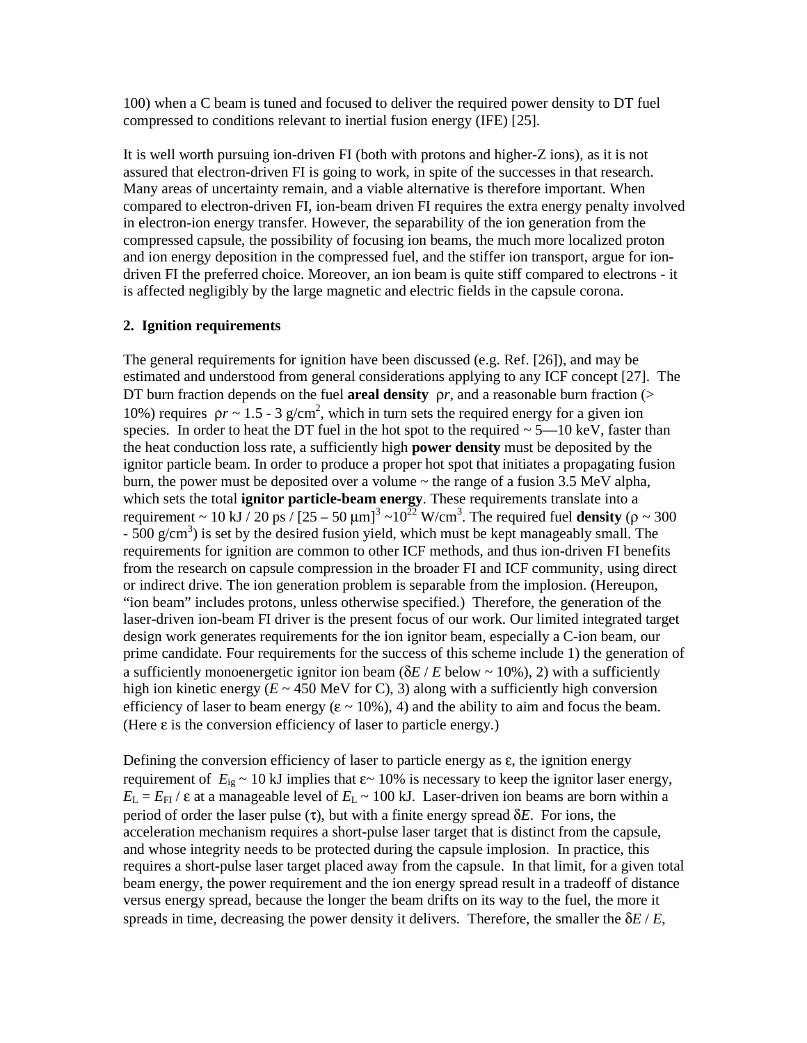100) when a C beam is tuned and focused to deliver the required power density to DT fuel compressed to conditions relevant to inertial fusion energy (IFE) [25].

It is well worth pursuing ion-driven FI (both with protons and higher-Z ions), as it is not assured that electron-driven FI is going to work, in spite of the successes in that research. Many areas of uncertainty remain, and a viable alternative is therefore important. When compared to electron-driven FI, ion-beam driven FI requires the extra energy penalty involved in electron-ion energy transfer. However, the separability of the ion generation from the compressed capsule, the possibility of focusing ion beams, the much more localized proton and ion energy deposition in the compressed fuel, and the stiffer ion transport, argue for ion-driven FI the preferred choice. Moreover, an ion beam is quite stiff compared to electrons - it is affected negligibly by the large magnetic and electric fields in the capsule corona.

## 2. Ignition requirements

The general requirements for ignition have been discussed (e.g. Ref. [26]), and may be estimated and understood from general considerations applying to any ICF concept [27]. The DT burn fraction depends on the fuel **areal density** $\rho r$, and a reasonable burn fraction (> 10%) requires $\rho r \sim 1.5$ - 3 g/cm$^2$, which in turn sets the required energy for a given ion species. In order to heat the DT fuel in the hot spot to the required ~ 5—10 keV, faster than the heat conduction loss rate, a sufficiently high **power density** must be deposited by the ignitor particle beam. In order to produce a proper hot spot that initiates a propagating fusion burn, the power must be deposited over a volume ~ the range of a fusion 3.5 MeV alpha, which sets the total **ignitor particle-beam energy**. These requirements translate into a requirement ~ 10 kJ / 20 ps / $[25 – 50\ \mu\text{m}]^3 \sim 10^{22}$ W/cm$^3$. The required fuel **density** ($\rho \sim 300$ - 500 g/cm$^3$) is set by the desired fusion yield, which must be kept manageably small. The requirements for ignition are common to other ICF methods, and thus ion-driven FI benefits from the research on capsule compression in the broader FI and ICF community, using direct or indirect drive. The ion generation problem is separable from the implosion. (Hereupon, "ion beam" includes protons, unless otherwise specified.) Therefore, the generation of the laser-driven ion-beam FI driver is the present focus of our work. Our limited integrated target design work generates requirements for the ion ignitor beam, especially a C-ion beam, our prime candidate. Four requirements for the success of this scheme include 1) the generation of a sufficiently monoenergetic ignitor ion beam ($\delta E$ / $E$ below ~ 10%), 2) with a sufficiently high ion kinetic energy ($E$ ~ 450 MeV for C), 3) along with a sufficiently high conversion efficiency of laser to beam energy ($\varepsilon$ ~ 10%), 4) and the ability to aim and focus the beam. (Here $\varepsilon$ is the conversion efficiency of laser to particle energy.)

Defining the conversion efficiency of laser to particle energy as $\varepsilon$, the ignition energy requirement of $E_{\text{ig}} \sim 10$ kJ implies that $\varepsilon$~ 10% is necessary to keep the ignitor laser energy, $E_{\text{L}} = E_{\text{FI}} / \varepsilon$ at a manageable level of $E_{\text{L}} \sim 100$ kJ. Laser-driven ion beams are born within a period of order the laser pulse ($\tau$), but with a finite energy spread $\delta E$. For ions, the acceleration mechanism requires a short-pulse laser target that is distinct from the capsule, and whose integrity needs to be protected during the capsule implosion. In practice, this requires a short-pulse laser target placed away from the capsule. In that limit, for a given total beam energy, the power requirement and the ion energy spread result in a tradeoff of distance versus energy spread, because the longer the beam drifts on its way to the fuel, the more it spreads in time, decreasing the power density it delivers. Therefore, the smaller the $\delta E$ / $E$,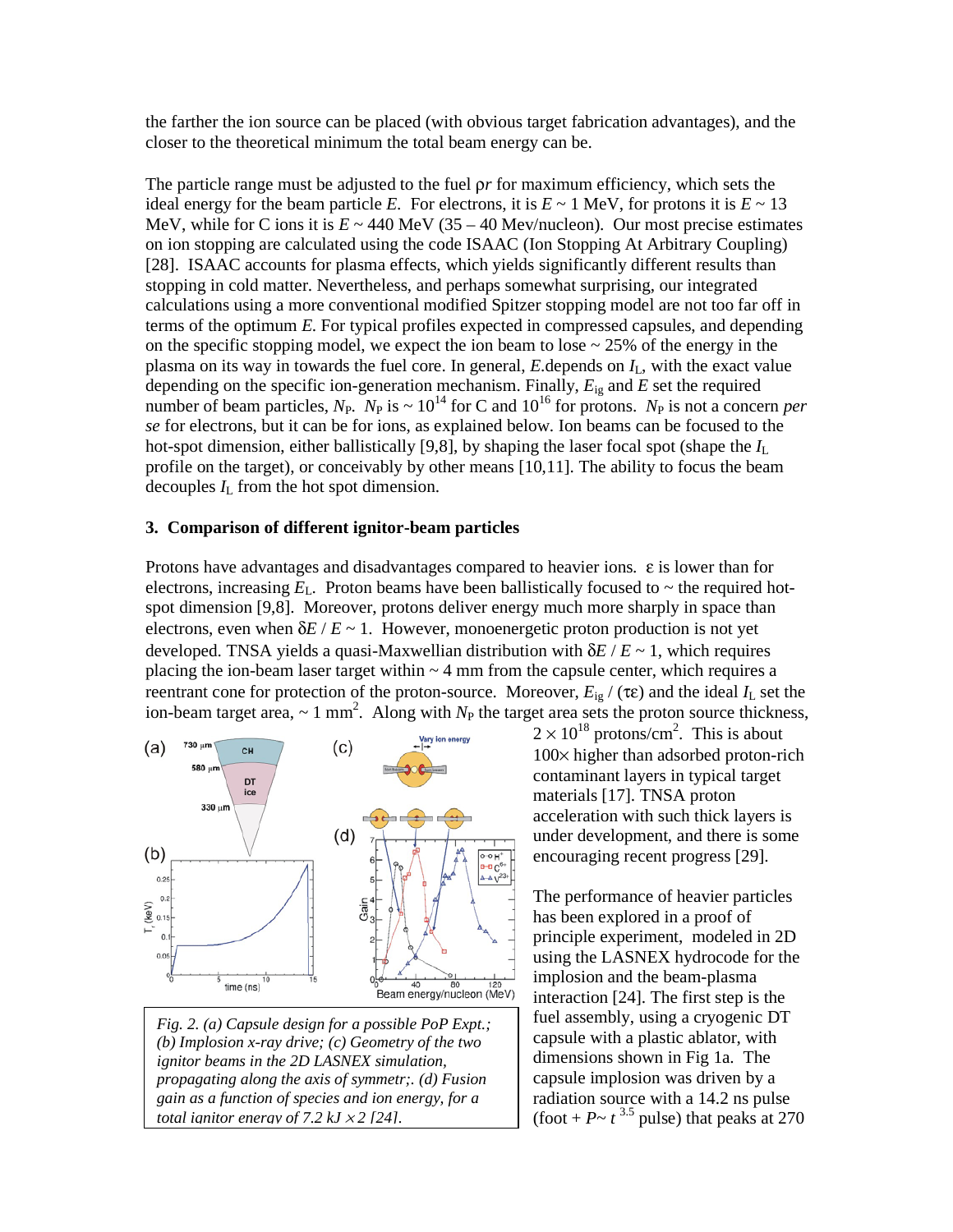the farther the ion source can be placed (with obvious target fabrication advantages), and the closer to the theoretical minimum the total beam energy can be.

The particle range must be adjusted to the fuel $\rho r$ for maximum efficiency, which sets the ideal energy for the beam particle $E$. For electrons, it is $E \sim 1$ MeV, for protons it is $E \sim 13$ MeV, while for C ions it is $E \sim 440$ MeV (35 – 40 Mev/nucleon). Our most precise estimates on ion stopping are calculated using the code ISAAC (Ion Stopping At Arbitrary Coupling) [28]. ISAAC accounts for plasma effects, which yields significantly different results than stopping in cold matter. Nevertheless, and perhaps somewhat surprising, our integrated calculations using a more conventional modified Spitzer stopping model are not too far off in terms of the optimum $E$. For typical profiles expected in compressed capsules, and depending on the specific stopping model, we expect the ion beam to lose ~ 25% of the energy in the plasma on its way in towards the fuel core. In general, $E$.depends on $I_L$, with the exact value depending on the specific ion-generation mechanism. Finally, $E_{ig}$ and $E$ set the required number of beam particles, $N_P$. $N_P$ is ~ $10^{14}$ for C and $10^{16}$ for protons. $N_P$ is not a concern *per se* for electrons, but it can be for ions, as explained below. Ion beams can be focused to the hot-spot dimension, either ballistically [9,8], by shaping the laser focal spot (shape the $I_L$ profile on the target), or conceivably by other means [10,11]. The ability to focus the beam decouples $I_L$ from the hot spot dimension.

### 3. Comparison of different ignitor-beam particles

Protons have advantages and disadvantages compared to heavier ions. $\varepsilon$ is lower than for electrons, increasing $E_L$. Proton beams have been ballistically focused to ~ the required hot-spot dimension [9,8]. Moreover, protons deliver energy much more sharply in space than electrons, even when $\delta E / E \sim 1$. However, monoenergetic proton production is not yet developed. TNSA yields a quasi-Maxwellian distribution with $\delta E / E \sim 1$, which requires placing the ion-beam laser target within ~ 4 mm from the capsule center, which requires a reentrant cone for protection of the proton-source. Moreover, $E_{ig} / (\tau\varepsilon)$ and the ideal $I_L$ set the ion-beam target area, ~ 1 mm$^2$. Along with $N_P$ the target area sets the proton source thickness, $2 \times 10^{18}$ protons/cm$^2$. This is about 100× higher than adsorbed proton-rich contaminant layers in typical target materials [17]. TNSA proton acceleration with such thick layers is under development, and there is some encouraging recent progress [29].

*Fig. 2. (a) Capsule design for a possible PoP Expt.; (b) Implosion x-ray drive; (c) Geometry of the two ignitor beams in the 2D LASNEX simulation, propagating along the axis of symmetr;. (d) Fusion gain as a function of species and ion energy, for a total ignitor energy of 7.2 kJ × 2 [24].*

The performance of heavier particles has been explored in a proof of principle experiment, modeled in 2D using the LASNEX hydrocode for the implosion and the beam-plasma interaction [24]. The first step is the fuel assembly, using a cryogenic DT capsule with a plastic ablator, with dimensions shown in Fig 1a. The capsule implosion was driven by a radiation source with a 14.2 ns pulse (foot + $P \sim t^{3.5}$ pulse) that peaks at 270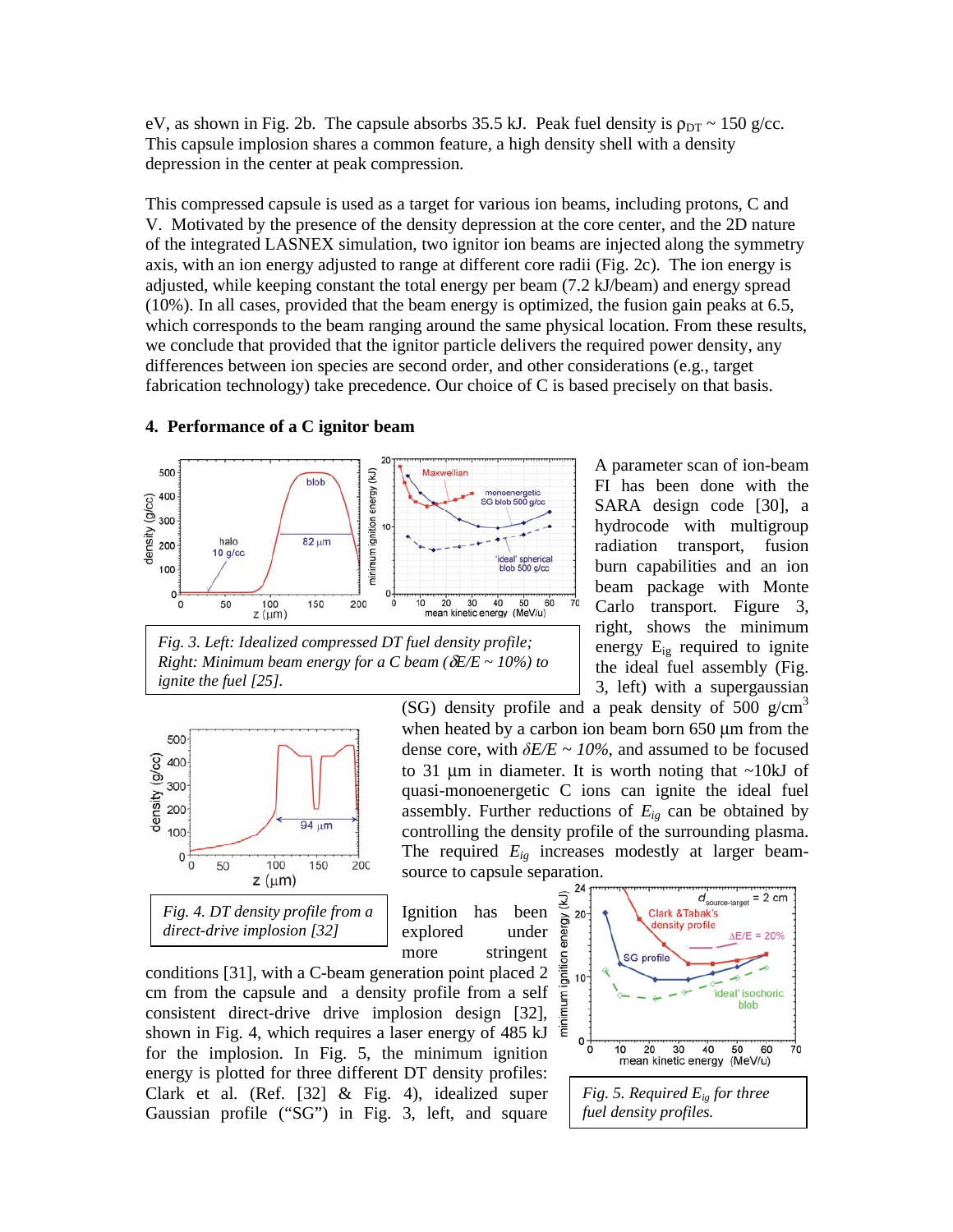eV, as shown in Fig. 2b. The capsule absorbs 35.5 kJ. Peak fuel density is $\rho_{DT}$ ~ 150 g/cc. This capsule implosion shares a common feature, a high density shell with a density depression in the center at peak compression.

This compressed capsule is used as a target for various ion beams, including protons, C and V. Motivated by the presence of the density depression at the core center, and the 2D nature of the integrated LASNEX simulation, two ignitor ion beams are injected along the symmetry axis, with an ion energy adjusted to range at different core radii (Fig. 2c). The ion energy is adjusted, while keeping constant the total energy per beam (7.2 kJ/beam) and energy spread (10%). In all cases, provided that the beam energy is optimized, the fusion gain peaks at 6.5, which corresponds to the beam ranging around the same physical location. From these results, we conclude that provided that the ignitor particle delivers the required power density, any differences between ion species are second order, and other considerations (e.g., target fabrication technology) take precedence. Our choice of C is based precisely on that basis.

## 4. Performance of a C ignitor beam

*Fig. 3. Left: Idealized compressed DT fuel density profile; Right: Minimum beam energy for a C beam ($\delta E/E$ ~ 10%) to ignite the fuel [25].*

A parameter scan of ion-beam FI has been done with the SARA design code [30], a hydrocode with multigroup radiation transport, fusion burn capabilities and an ion beam package with Monte Carlo transport. Figure 3, right, shows the minimum energy $E_{ig}$ required to ignite the ideal fuel assembly (Fig. 3, left) with a supergaussian (SG) density profile and a peak density of 500 g/cm$^3$ when heated by a carbon ion beam born 650 μm from the dense core, with $\delta E/E$ ~ 10%, and assumed to be focused to 31 μm in diameter. It is worth noting that ~10kJ of quasi-monoenergetic C ions can ignite the ideal fuel assembly. Further reductions of $E_{ig}$ can be obtained by controlling the density profile of the surrounding plasma. The required $E_{ig}$ increases modestly at larger beam-source to capsule separation.

*Fig. 4. DT density profile from a direct-drive implosion [32]*

Ignition has been explored under more stringent conditions [31], with a C-beam generation point placed 2 cm from the capsule and a density profile from a self consistent direct-drive drive implosion design [32], shown in Fig. 4, which requires a laser energy of 485 kJ for the implosion. In Fig. 5, the minimum ignition energy is plotted for three different DT density profiles: Clark et al. (Ref. [32] & Fig. 4), idealized super Gaussian profile ("SG") in Fig. 3, left, and square

*Fig. 5. Required $E_{ig}$ for three fuel density profiles.*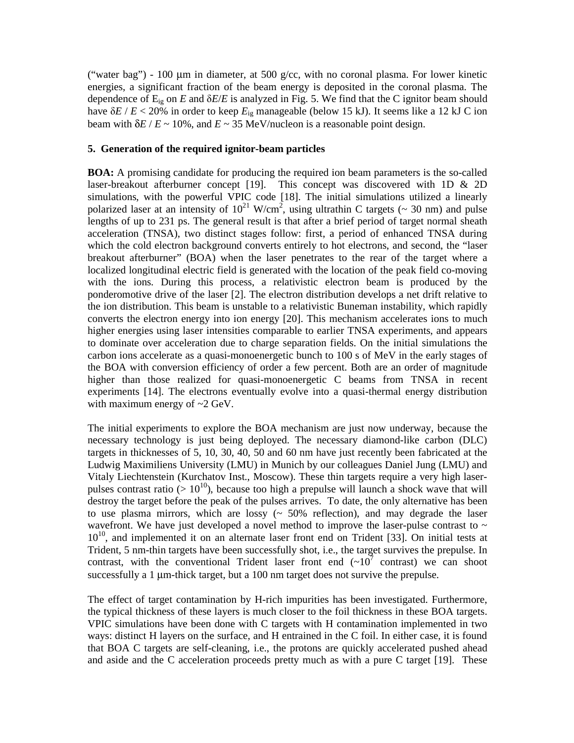("water bag") - 100 μm in diameter, at 500 g/cc, with no coronal plasma. For lower kinetic energies, a significant fraction of the beam energy is deposited in the coronal plasma. The dependence of $E_{ig}$ on $E$ and $\delta E/E$ is analyzed in Fig. 5. We find that the C ignitor beam should have $\delta E / E < 20\%$ in order to keep $E_{ig}$ manageable (below 15 kJ). It seems like a 12 kJ C ion beam with $\delta E / E \sim 10\%$, and $E \sim 35$ MeV/nucleon is a reasonable point design.

## 5. Generation of the required ignitor-beam particles

**BOA:** A promising candidate for producing the required ion beam parameters is the so-called laser-breakout afterburner concept [19]. This concept was discovered with 1D & 2D simulations, with the powerful VPIC code [18]. The initial simulations utilized a linearly polarized laser at an intensity of $10^{21}$ W/cm$^2$, using ultrathin C targets (~ 30 nm) and pulse lengths of up to 231 ps. The general result is that after a brief period of target normal sheath acceleration (TNSA), two distinct stages follow: first, a period of enhanced TNSA during which the cold electron background converts entirely to hot electrons, and second, the "laser breakout afterburner" (BOA) when the laser penetrates to the rear of the target where a localized longitudinal electric field is generated with the location of the peak field co-moving with the ions. During this process, a relativistic electron beam is produced by the ponderomotive drive of the laser [2]. The electron distribution develops a net drift relative to the ion distribution. This beam is unstable to a relativistic Buneman instability, which rapidly converts the electron energy into ion energy [20]. This mechanism accelerates ions to much higher energies using laser intensities comparable to earlier TNSA experiments, and appears to dominate over acceleration due to charge separation fields. On the initial simulations the carbon ions accelerate as a quasi-monoenergetic bunch to 100 s of MeV in the early stages of the BOA with conversion efficiency of order a few percent. Both are an order of magnitude higher than those realized for quasi-monoenergetic C beams from TNSA in recent experiments [14]. The electrons eventually evolve into a quasi-thermal energy distribution with maximum energy of ~2 GeV.

The initial experiments to explore the BOA mechanism are just now underway, because the necessary technology is just being deployed. The necessary diamond-like carbon (DLC) targets in thicknesses of 5, 10, 30, 40, 50 and 60 nm have just recently been fabricated at the Ludwig Maximiliens University (LMU) in Munich by our colleagues Daniel Jung (LMU) and Vitaly Liechtenstein (Kurchatov Inst., Moscow). These thin targets require a very high laser-pulses contrast ratio (> $10^{10}$), because too high a prepulse will launch a shock wave that will destroy the target before the peak of the pulses arrives. To date, the only alternative has been to use plasma mirrors, which are lossy (~ 50% reflection), and may degrade the laser wavefront. We have just developed a novel method to improve the laser-pulse contrast to ~ $10^{10}$, and implemented it on an alternate laser front end on Trident [33]. On initial tests at Trident, 5 nm-thin targets have been successfully shot, i.e., the target survives the prepulse. In contrast, with the conventional Trident laser front end (~$10^7$ contrast) we can shoot successfully a 1 μm-thick target, but a 100 nm target does not survive the prepulse.

The effect of target contamination by H-rich impurities has been investigated. Furthermore, the typical thickness of these layers is much closer to the foil thickness in these BOA targets. VPIC simulations have been done with C targets with H contamination implemented in two ways: distinct H layers on the surface, and H entrained in the C foil. In either case, it is found that BOA C targets are self-cleaning, i.e., the protons are quickly accelerated pushed ahead and aside and the C acceleration proceeds pretty much as with a pure C target [19]. These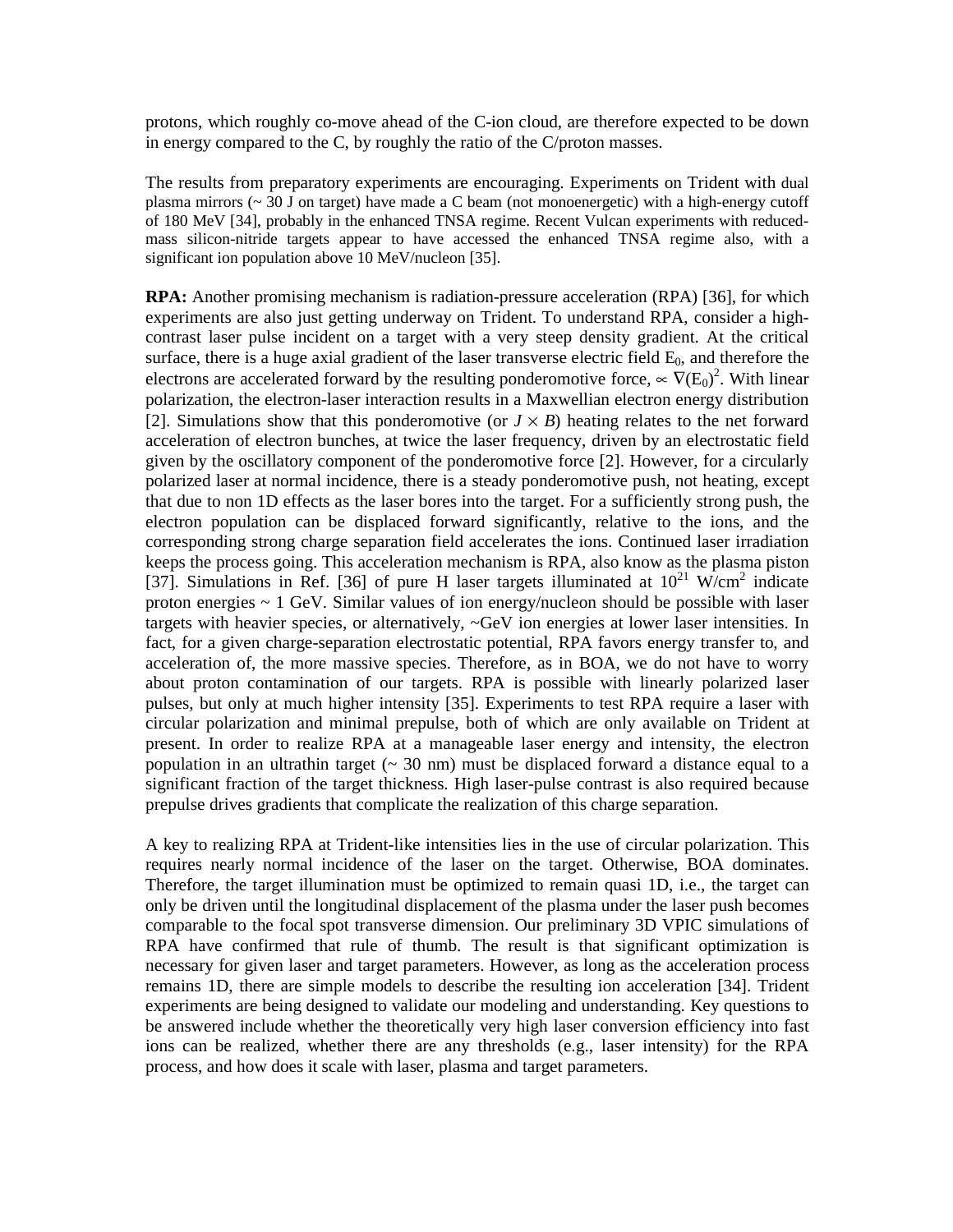protons, which roughly co-move ahead of the C-ion cloud, are therefore expected to be down in energy compared to the C, by roughly the ratio of the C/proton masses.

The results from preparatory experiments are encouraging. Experiments on Trident with dual plasma mirrors (~ 30 J on target) have made a C beam (not monoenergetic) with a high-energy cutoff of 180 MeV [34], probably in the enhanced TNSA regime. Recent Vulcan experiments with reduced-mass silicon-nitride targets appear to have accessed the enhanced TNSA regime also, with a significant ion population above 10 MeV/nucleon [35].

**RPA:** Another promising mechanism is radiation-pressure acceleration (RPA) [36], for which experiments are also just getting underway on Trident. To understand RPA, consider a high-contrast laser pulse incident on a target with a very steep density gradient. At the critical surface, there is a huge axial gradient of the laser transverse electric field $E_0$, and therefore the electrons are accelerated forward by the resulting ponderomotive force, $\propto \nabla(E_0)^2$. With linear polarization, the electron-laser interaction results in a Maxwellian electron energy distribution [2]. Simulations show that this ponderomotive (or $J \times B$) heating relates to the net forward acceleration of electron bunches, at twice the laser frequency, driven by an electrostatic field given by the oscillatory component of the ponderomotive force [2]. However, for a circularly polarized laser at normal incidence, there is a steady ponderomotive push, not heating, except that due to non 1D effects as the laser bores into the target. For a sufficiently strong push, the electron population can be displaced forward significantly, relative to the ions, and the corresponding strong charge separation field accelerates the ions. Continued laser irradiation keeps the process going. This acceleration mechanism is RPA, also know as the plasma piston [37]. Simulations in Ref. [36] of pure H laser targets illuminated at $10^{21}$ W/cm$^2$ indicate proton energies ~ 1 GeV. Similar values of ion energy/nucleon should be possible with laser targets with heavier species, or alternatively, ~GeV ion energies at lower laser intensities. In fact, for a given charge-separation electrostatic potential, RPA favors energy transfer to, and acceleration of, the more massive species. Therefore, as in BOA, we do not have to worry about proton contamination of our targets. RPA is possible with linearly polarized laser pulses, but only at much higher intensity [35]. Experiments to test RPA require a laser with circular polarization and minimal prepulse, both of which are only available on Trident at present. In order to realize RPA at a manageable laser energy and intensity, the electron population in an ultrathin target (~ 30 nm) must be displaced forward a distance equal to a significant fraction of the target thickness. High laser-pulse contrast is also required because prepulse drives gradients that complicate the realization of this charge separation.

A key to realizing RPA at Trident-like intensities lies in the use of circular polarization. This requires nearly normal incidence of the laser on the target. Otherwise, BOA dominates. Therefore, the target illumination must be optimized to remain quasi 1D, i.e., the target can only be driven until the longitudinal displacement of the plasma under the laser push becomes comparable to the focal spot transverse dimension. Our preliminary 3D VPIC simulations of RPA have confirmed that rule of thumb. The result is that significant optimization is necessary for given laser and target parameters. However, as long as the acceleration process remains 1D, there are simple models to describe the resulting ion acceleration [34]. Trident experiments are being designed to validate our modeling and understanding. Key questions to be answered include whether the theoretically very high laser conversion efficiency into fast ions can be realized, whether there are any thresholds (e.g., laser intensity) for the RPA process, and how does it scale with laser, plasma and target parameters.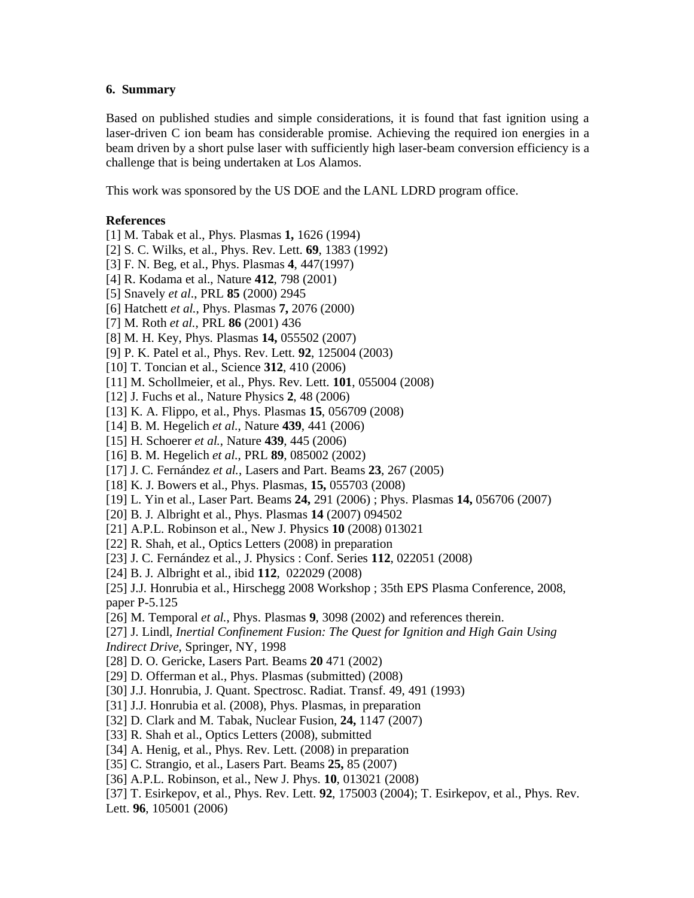### 6. Summary

Based on published studies and simple considerations, it is found that fast ignition using a laser-driven C ion beam has considerable promise. Achieving the required ion energies in a beam driven by a short pulse laser with sufficiently high laser-beam conversion efficiency is a challenge that is being undertaken at Los Alamos.

This work was sponsored by the US DOE and the LANL LDRD program office.

**References**

[1] M. Tabak et al., Phys. Plasmas **1,** 1626 (1994)
[2] S. C. Wilks, et al., Phys. Rev. Lett. **69**, 1383 (1992)
[3] F. N. Beg, et al., Phys. Plasmas **4**, 447(1997)
[4] R. Kodama et al., Nature **412**, 798 (2001)
[5] Snavely *et al*., PRL **85** (2000) 2945
[6] Hatchett *et al.*, Phys. Plasmas **7,** 2076 (2000)
[7] M. Roth *et al.*, PRL **86** (2001) 436
[8] M. H. Key, Phys. Plasmas **14,** 055502 (2007)
[9] P. K. Patel et al., Phys. Rev. Lett. **92**, 125004 (2003)
[10] T. Toncian et al., Science **312**, 410 (2006)
[11] M. Schollmeier, et al., Phys. Rev. Lett. **101**, 055004 (2008)
[12] J. Fuchs et al., Nature Physics **2**, 48 (2006)
[13] K. A. Flippo, et al., Phys. Plasmas **15**, 056709 (2008)
[14] B. M. Hegelich *et al.*, Nature **439**, 441 (2006)
[15] H. Schoerer *et al.*, Nature **439**, 445 (2006)
[16] B. M. Hegelich *et al.*, PRL **89**, 085002 (2002)
[17] J. C. Fernández *et al.*, Lasers and Part. Beams **23**, 267 (2005)
[18] K. J. Bowers et al., Phys. Plasmas, **15,** 055703 (2008)
[19] L. Yin et al., Laser Part. Beams **24,** 291 (2006) ; Phys. Plasmas **14,** 056706 (2007)
[20] B. J. Albright et al., Phys. Plasmas **14** (2007) 094502
[21] A.P.L. Robinson et al., New J. Physics **10** (2008) 013021
[22] R. Shah, et al., Optics Letters (2008) in preparation
[23] J. C. Fernández et al., J. Physics : Conf. Series **112**, 022051 (2008)
[24] B. J. Albright et al., ibid **112**, 022029 (2008)
[25] J.J. Honrubia et al., Hirschegg 2008 Workshop ; 35th EPS Plasma Conference, 2008, paper P-5.125
[26] M. Temporal *et al.*, Phys. Plasmas **9**, 3098 (2002) and references therein.
[27] J. Lindl, *Inertial Confinement Fusion: The Quest for Ignition and High Gain Using Indirect Drive*, Springer, NY, 1998
[28] D. O. Gericke, Lasers Part. Beams **20** 471 (2002)
[29] D. Offerman et al., Phys. Plasmas (submitted) (2008)
[30] J.J. Honrubia, J. Quant. Spectrosc. Radiat. Transf. 49, 491 (1993)
[31] J.J. Honrubia et al. (2008), Phys. Plasmas, in preparation
[32] D. Clark and M. Tabak, Nuclear Fusion, **24,** 1147 (2007)
[33] R. Shah et al., Optics Letters (2008), submitted
[34] A. Henig, et al., Phys. Rev. Lett. (2008) in preparation
[35] C. Strangio, et al., Lasers Part. Beams **25,** 85 (2007)
[36] A.P.L. Robinson, et al., New J. Phys. **10**, 013021 (2008)
[37] T. Esirkepov, et al., Phys. Rev. Lett. **92**, 175003 (2004); T. Esirkepov, et al., Phys. Rev. Lett. **96**, 105001 (2006)